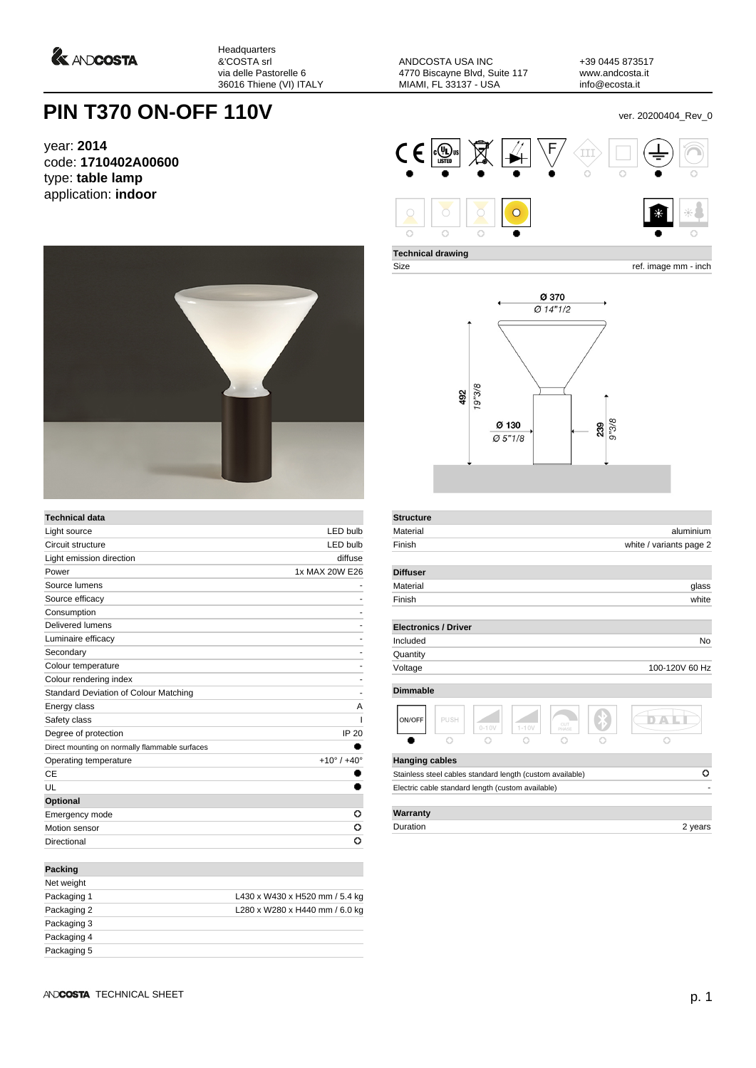Headquarters
&'COSTA srl
via delle Pastorelle 6
36016 Thiene (VI) ITALY

ANDCOSTA USA INC
4770 Biscayne Blvd, Suite 117
MIAMI, FL 33137 - USA

+39 0445 873517
www.andcosta.it
info@ecosta.it

# PIN T370 ON-OFF 110V

ver. 20200404_Rev_0

year: **2014**
code: **1710402A00600**
type: **table lamp**
application: **indoor**

**Technical drawing**

Size — ref. image mm - inch

Ø 370 / Ø 14"1/2
492 / 19"3/8
Ø 130 / Ø 5"1/8
239 / 9"3/8

| Technical data | |
|---|---|
| Light source | LED bulb |
| Circuit structure | LED bulb |
| Light emission direction | diffuse |
| Power | 1x MAX 20W E26 |
| Source lumens | - |
| Source efficacy | - |
| Consumption | - |
| Delivered lumens | - |
| Luminaire efficacy | - |
| Secondary | - |
| Colour temperature | - |
| Colour rendering index | - |
| Standard Deviation of Colour Matching | - |
| Energy class | A |
| Safety class | I |
| Degree of protection | IP 20 |
| Direct mounting on normally flammable surfaces | ● |
| Operating temperature | +10° / +40° |
| CE | ● |
| UL | ● |
| **Optional** | |
| Emergency mode | ○ |
| Motion sensor | ○ |
| Directional | ○ |

| Packing | |
|---|---|
| Net weight | |
| Packaging 1 | L430 x W430 x H520 mm / 5.4 kg |
| Packaging 2 | L280 x W280 x H440 mm / 6.0 kg |
| Packaging 3 | |
| Packaging 4 | |
| Packaging 5 | |

| Structure | |
|---|---|
| Material | aluminium |
| Finish | white / variants page 2 |

| Diffuser | |
|---|---|
| Material | glass |
| Finish | white |

| Electronics / Driver | |
|---|---|
| Included | No |
| Quantity | |
| Voltage | 100-120V 60 Hz |

**Dimmable**

| ON/OFF | PUSH | 0-10V | 1-10V | CUT PHASE | Bluetooth | DALI |
|---|---|---|---|---|---|---|
| ● | ○ | ○ | ○ | ○ | ○ | ○ |

| Hanging cables | |
|---|---|
| Stainless steel cables standard length (custom available) | ○ |
| Electric cable standard length (custom available) | - |

| Warranty | |
|---|---|
| Duration | 2 years |

ANDCOSTA TECHNICAL SHEET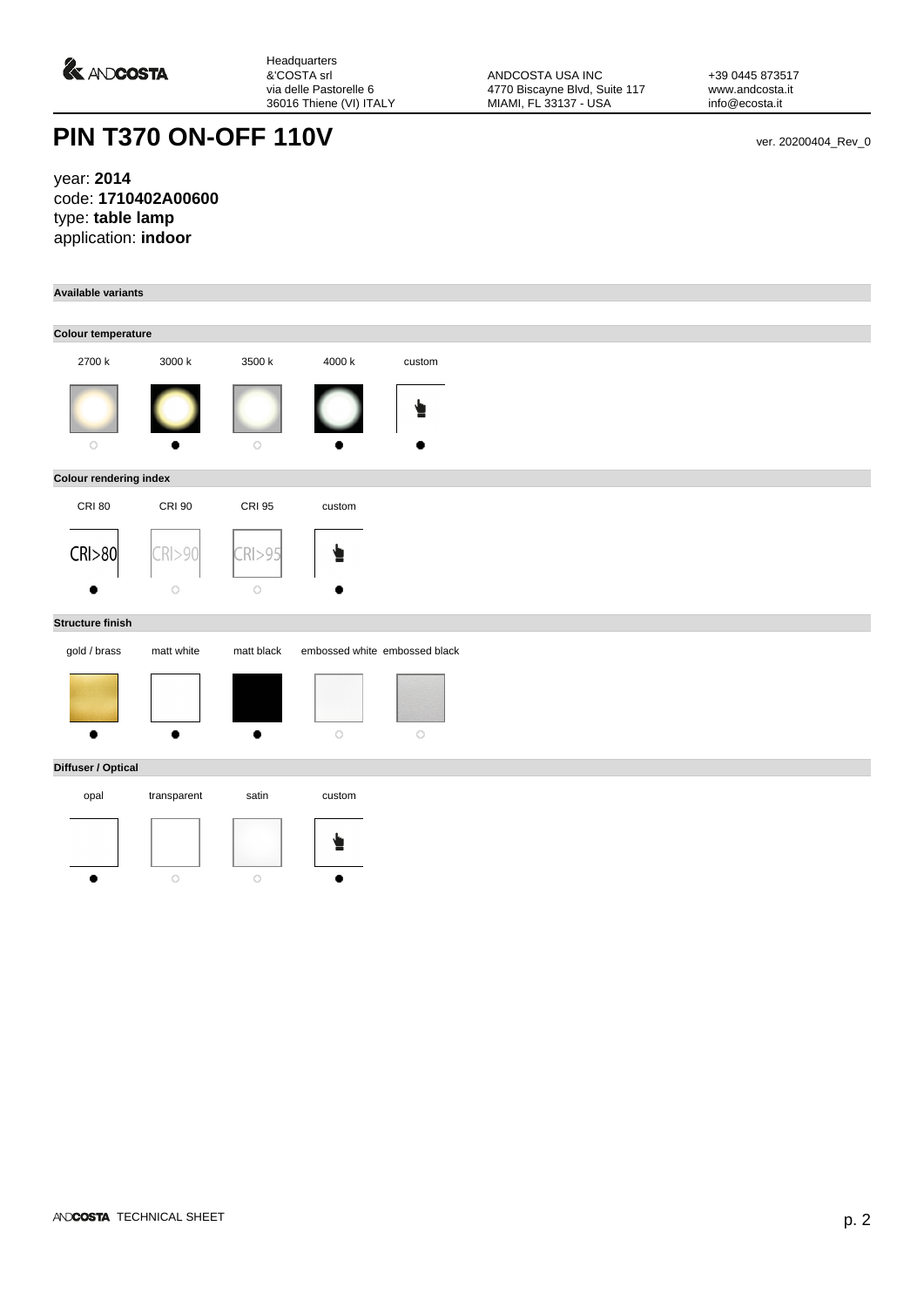Headquarters
&'COSTA srl
via delle Pastorelle 6
36016 Thiene (VI) ITALY

ANDCOSTA USA INC
4770 Biscayne Blvd, Suite 117
MIAMI, FL 33137 - USA

+39 0445 873517
www.andcosta.it
info@ecosta.it

# PIN T370 ON-OFF 110V

ver. 20200404_Rev_0

year: **2014**
code: **1710402A00600**
type: **table lamp**
application: **indoor**

## Available variants

### Colour temperature

| 2700 k | 3000 k | 3500 k | 4000 k | custom |
|---|---|---|---|---|
| ○ | ● | ○ | ● | ● |

### Colour rendering index

| CRI 80 | CRI 90 | CRI 95 | custom |
|---|---|---|---|
| ● | ○ | ○ | ● |

### Structure finish

| gold / brass | matt white | matt black | embossed white | embossed black |
|---|---|---|---|---|
| ● | ● | ● | ○ | ○ |

### Diffuser / Optical

| opal | transparent | satin | custom |
|---|---|---|---|
| ● | ○ | ○ | ● |